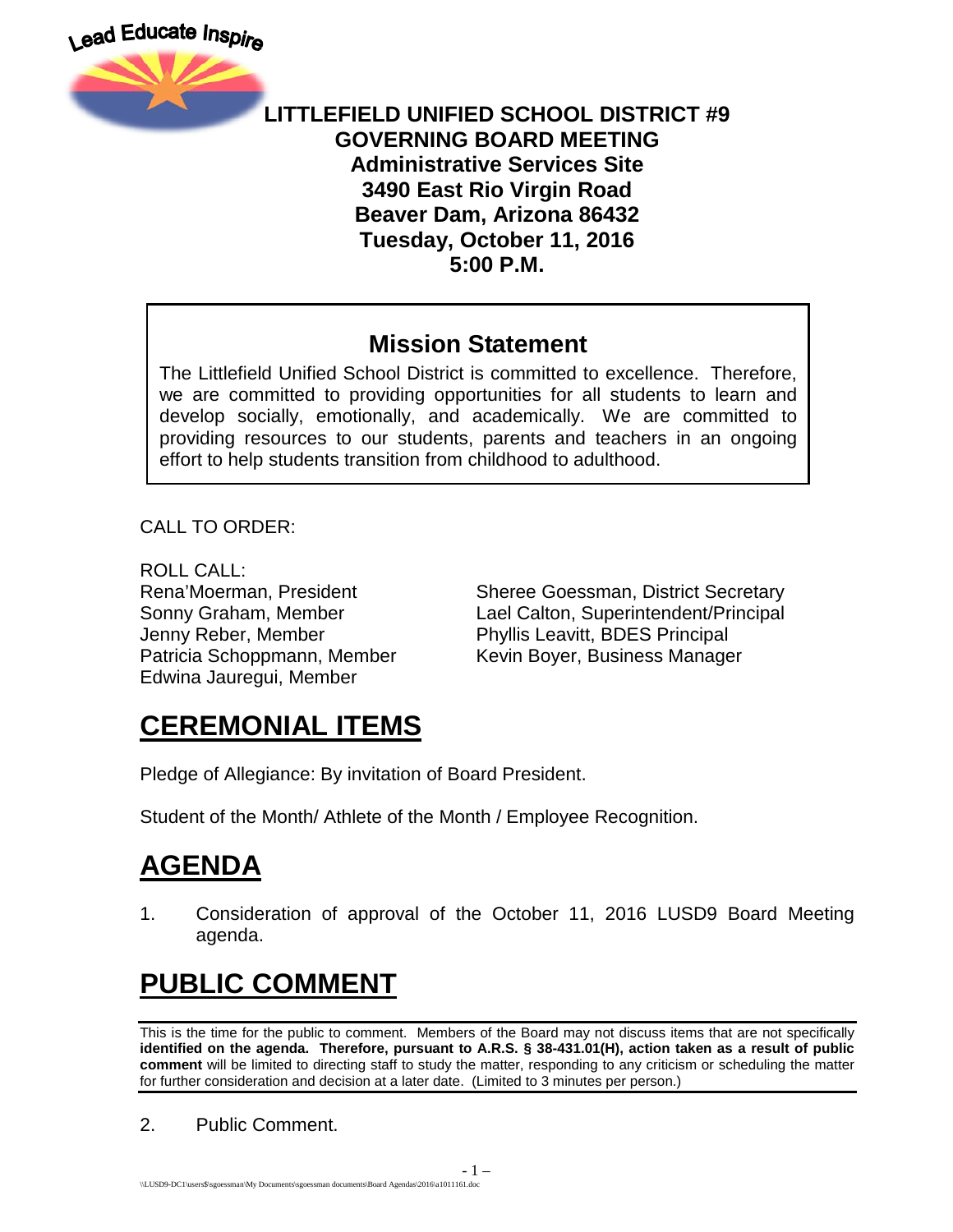Lead Educate Inspire

**LITTLEFIELD UNIFIED SCHOOL DISTRICT #9**
**GOVERNING BOARD MEETING**
**Administrative Services Site**
**3490 East Rio Virgin Road**
**Beaver Dam, Arizona 86432**
**Tuesday, October 11, 2016**
**5:00 P.M.**

## Mission Statement

The Littlefield Unified School District is committed to excellence. Therefore, we are committed to providing opportunities for all students to learn and develop socially, emotionally, and academically. We are committed to providing resources to our students, parents and teachers in an ongoing effort to help students transition from childhood to adulthood.

CALL TO ORDER:

ROLL CALL:

Rena'Moerman, President
Sonny Graham, Member
Jenny Reber, Member
Patricia Schoppmann, Member
Edwina Jauregui, Member

Sheree Goessman, District Secretary
Lael Calton, Superintendent/Principal
Phyllis Leavitt, BDES Principal
Kevin Boyer, Business Manager

# CEREMONIAL ITEMS

Pledge of Allegiance: By invitation of Board President.

Student of the Month/ Athlete of the Month / Employee Recognition.

# AGENDA

1. Consideration of approval of the October 11, 2016 LUSD9 Board Meeting agenda.

# PUBLIC COMMENT

This is the time for the public to comment. Members of the Board may not discuss items that are not specifically **identified on the agenda. Therefore, pursuant to A.R.S. § 38-431.01(H), action taken as a result of public comment** will be limited to directing staff to study the matter, responding to any criticism or scheduling the matter for further consideration and decision at a later date. (Limited to 3 minutes per person.)

2. Public Comment.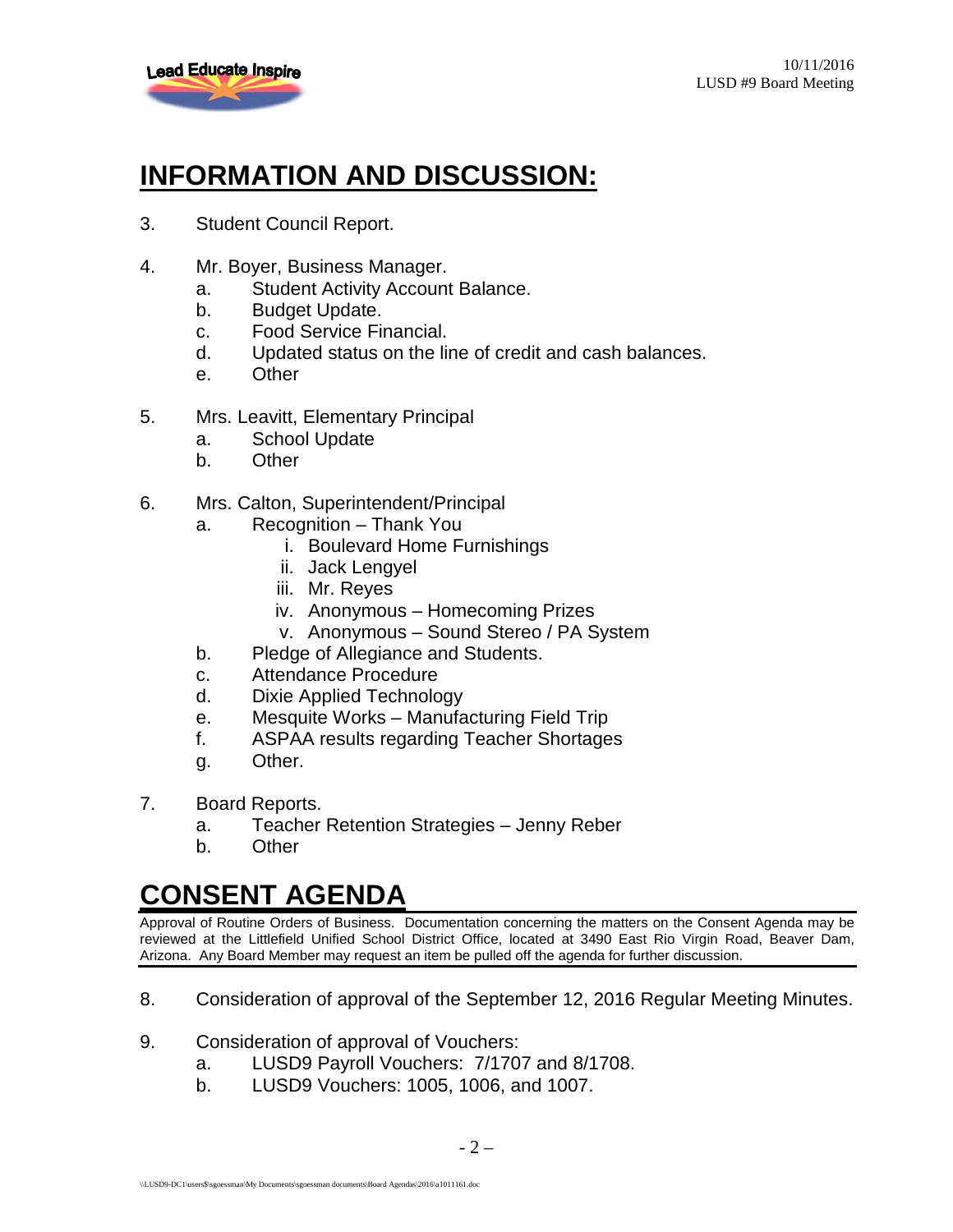## INFORMATION AND DISCUSSION:

3. Student Council Report.

4. Mr. Boyer, Business Manager.
   a. Student Activity Account Balance.
   b. Budget Update.
   c. Food Service Financial.
   d. Updated status on the line of credit and cash balances.
   e. Other

5. Mrs. Leavitt, Elementary Principal
   a. School Update
   b. Other

6. Mrs. Calton, Superintendent/Principal
   a. Recognition – Thank You
      i. Boulevard Home Furnishings
      ii. Jack Lengyel
      iii. Mr. Reyes
      iv. Anonymous – Homecoming Prizes
      v. Anonymous – Sound Stereo / PA System
   b. Pledge of Allegiance and Students.
   c. Attendance Procedure
   d. Dixie Applied Technology
   e. Mesquite Works – Manufacturing Field Trip
   f. ASPAA results regarding Teacher Shortages
   g. Other.

7. Board Reports.
   a. Teacher Retention Strategies – Jenny Reber
   b. Other

## CONSENT AGENDA

Approval of Routine Orders of Business. Documentation concerning the matters on the Consent Agenda may be reviewed at the Littlefield Unified School District Office, located at 3490 East Rio Virgin Road, Beaver Dam, Arizona. Any Board Member may request an item be pulled off the agenda for further discussion.

8. Consideration of approval of the September 12, 2016 Regular Meeting Minutes.

9. Consideration of approval of Vouchers:
   a. LUSD9 Payroll Vouchers: 7/1707 and 8/1708.
   b. LUSD9 Vouchers: 1005, 1006, and 1007.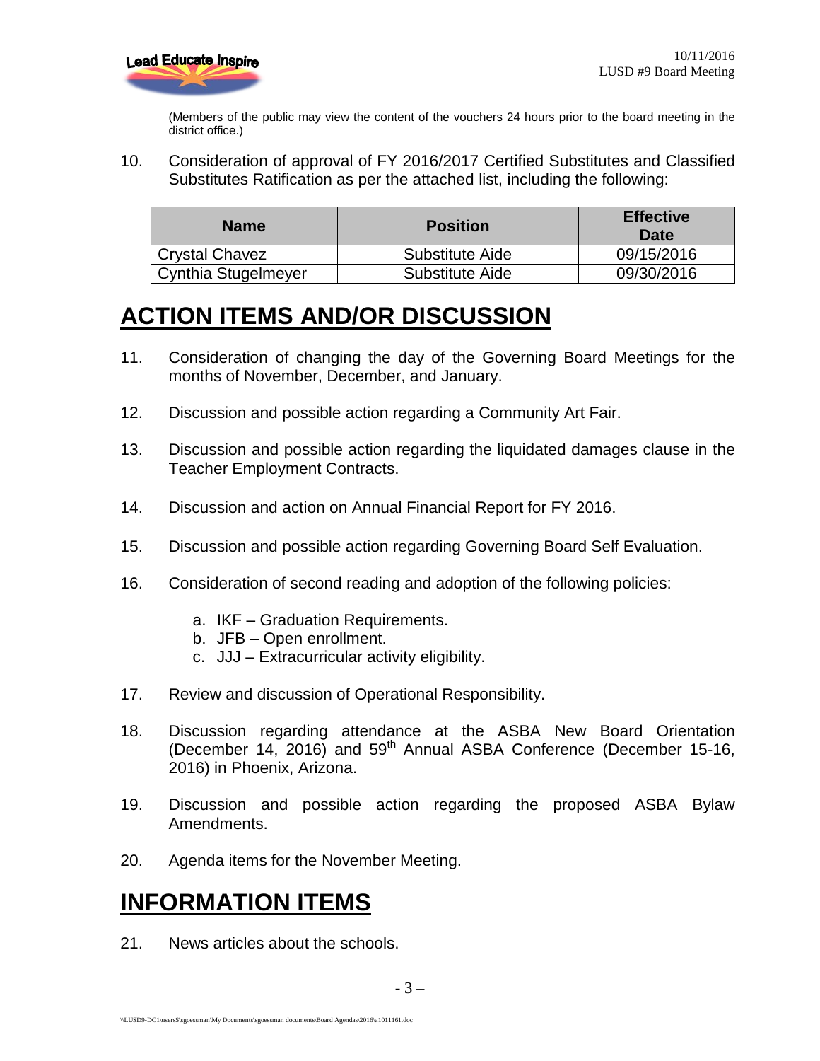(Members of the public may view the content of the vouchers 24 hours prior to the board meeting in the district office.)

10. Consideration of approval of FY 2016/2017 Certified Substitutes and Classified Substitutes Ratification as per the attached list, including the following:

| Name | Position | Effective Date |
|---|---|---|
| Crystal Chavez | Substitute Aide | 09/15/2016 |
| Cynthia Stugelmeyer | Substitute Aide | 09/30/2016 |

# ACTION ITEMS AND/OR DISCUSSION

11. Consideration of changing the day of the Governing Board Meetings for the months of November, December, and January.

12. Discussion and possible action regarding a Community Art Fair.

13. Discussion and possible action regarding the liquidated damages clause in the Teacher Employment Contracts.

14. Discussion and action on Annual Financial Report for FY 2016.

15. Discussion and possible action regarding Governing Board Self Evaluation.

16. Consideration of second reading and adoption of the following policies:

    a. IKF – Graduation Requirements.
    b. JFB – Open enrollment.
    c. JJJ – Extracurricular activity eligibility.

17. Review and discussion of Operational Responsibility.

18. Discussion regarding attendance at the ASBA New Board Orientation (December 14, 2016) and 59th Annual ASBA Conference (December 15-16, 2016) in Phoenix, Arizona.

19. Discussion and possible action regarding the proposed ASBA Bylaw Amendments.

20. Agenda items for the November Meeting.

# INFORMATION ITEMS

21. News articles about the schools.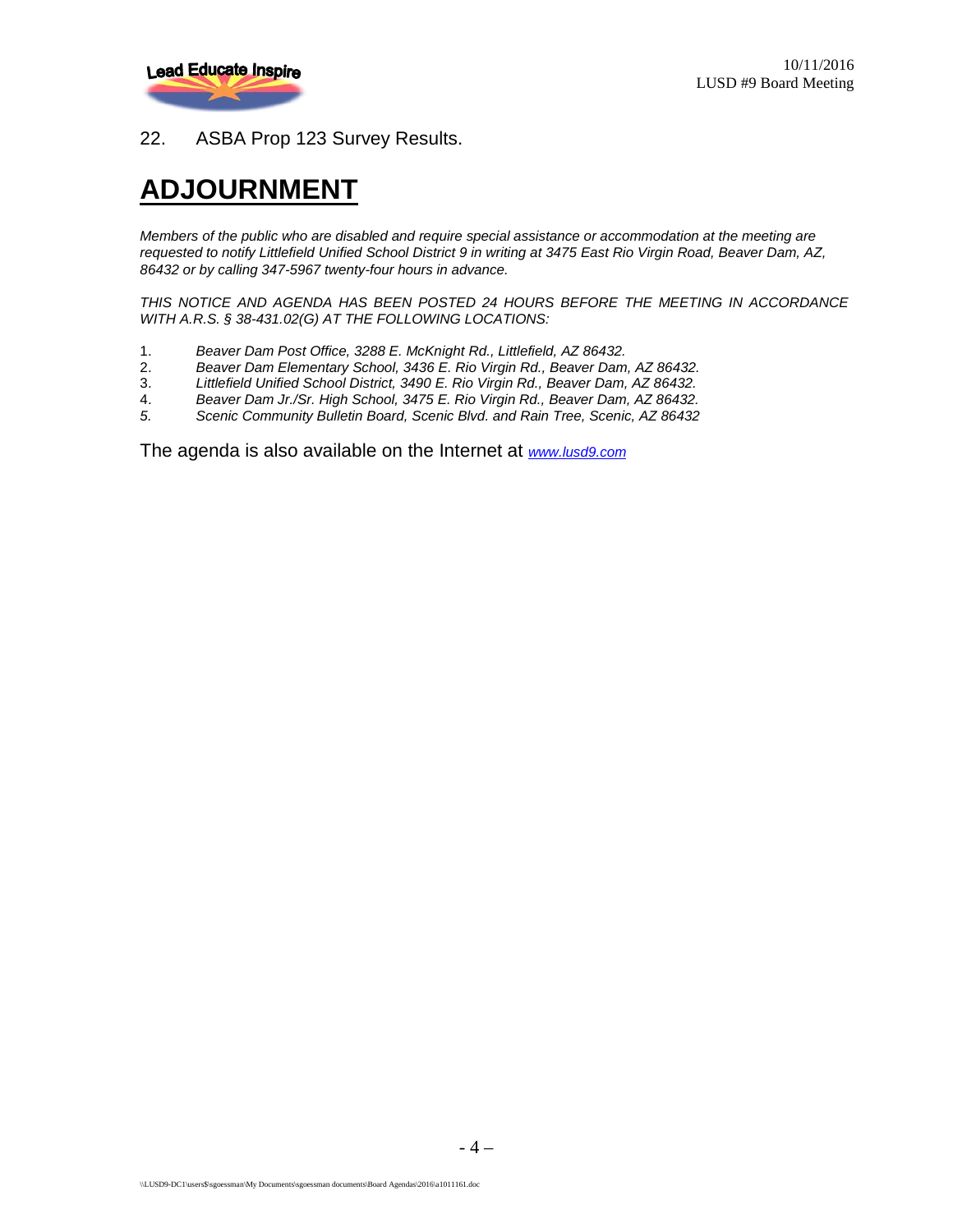22. ASBA Prop 123 Survey Results.

# ADJOURNMENT

*Members of the public who are disabled and require special assistance or accommodation at the meeting are requested to notify Littlefield Unified School District 9 in writing at 3475 East Rio Virgin Road, Beaver Dam, AZ, 86432 or by calling 347-5967 twenty-four hours in advance.*

*THIS NOTICE AND AGENDA HAS BEEN POSTED 24 HOURS BEFORE THE MEETING IN ACCORDANCE WITH A.R.S. § 38-431.02(G) AT THE FOLLOWING LOCATIONS:*

1. *Beaver Dam Post Office, 3288 E. McKnight Rd., Littlefield, AZ 86432.*
2. *Beaver Dam Elementary School, 3436 E. Rio Virgin Rd., Beaver Dam, AZ 86432.*
3. *Littlefield Unified School District, 3490 E. Rio Virgin Rd., Beaver Dam, AZ 86432.*
4. *Beaver Dam Jr./Sr. High School, 3475 E. Rio Virgin Rd., Beaver Dam, AZ 86432.*
5. *Scenic Community Bulletin Board, Scenic Blvd. and Rain Tree, Scenic, AZ 86432*

The agenda is also available on the Internet at *www.lusd9.com*